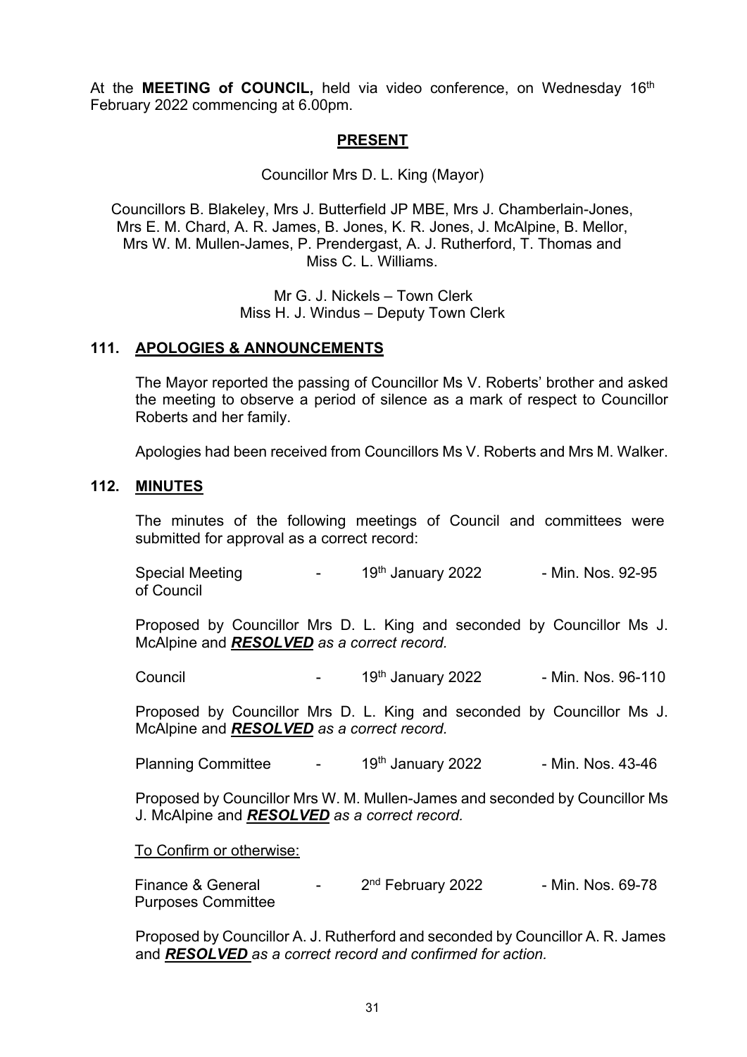At the **MEETING of COUNCIL,** held via video conference, on Wednesday 16th February 2022 commencing at 6.00pm.

## PRESENT

Councillor Mrs D. L. King (Mayor)

Councillors B. Blakeley, Mrs J. Butterfield JP MBE, Mrs J. Chamberlain-Jones, Mrs E. M. Chard, A. R. James, B. Jones, K. R. Jones, J. McAlpine, B. Mellor, Mrs W. M. Mullen-James, P. Prendergast, A. J. Rutherford, T. Thomas and Miss C. L. Williams.

Mr G. J. Nickels – Town Clerk
Miss H. J. Windus – Deputy Town Clerk

### 111. APOLOGIES & ANNOUNCEMENTS

The Mayor reported the passing of Councillor Ms V. Roberts' brother and asked the meeting to observe a period of silence as a mark of respect to Councillor Roberts and her family.

Apologies had been received from Councillors Ms V. Roberts and Mrs M. Walker.

### 112. MINUTES

The minutes of the following meetings of Council and committees were submitted for approval as a correct record:

Special Meeting of Council - 19th January 2022 - Min. Nos. 92-95

Proposed by Councillor Mrs D. L. King and seconded by Councillor Ms J. McAlpine and ***RESOLVED*** *as a correct record.*

Council - 19th January 2022 - Min. Nos. 96-110

Proposed by Councillor Mrs D. L. King and seconded by Councillor Ms J. McAlpine and ***RESOLVED*** *as a correct record.*

Planning Committee - 19th January 2022 - Min. Nos. 43-46

Proposed by Councillor Mrs W. M. Mullen-James and seconded by Councillor Ms J. McAlpine and ***RESOLVED*** *as a correct record.*

To Confirm or otherwise:

Finance & General Purposes Committee - 2nd February 2022 - Min. Nos. 69-78

Proposed by Councillor A. J. Rutherford and seconded by Councillor A. R. James and ***RESOLVED*** *as a correct record and confirmed for action.*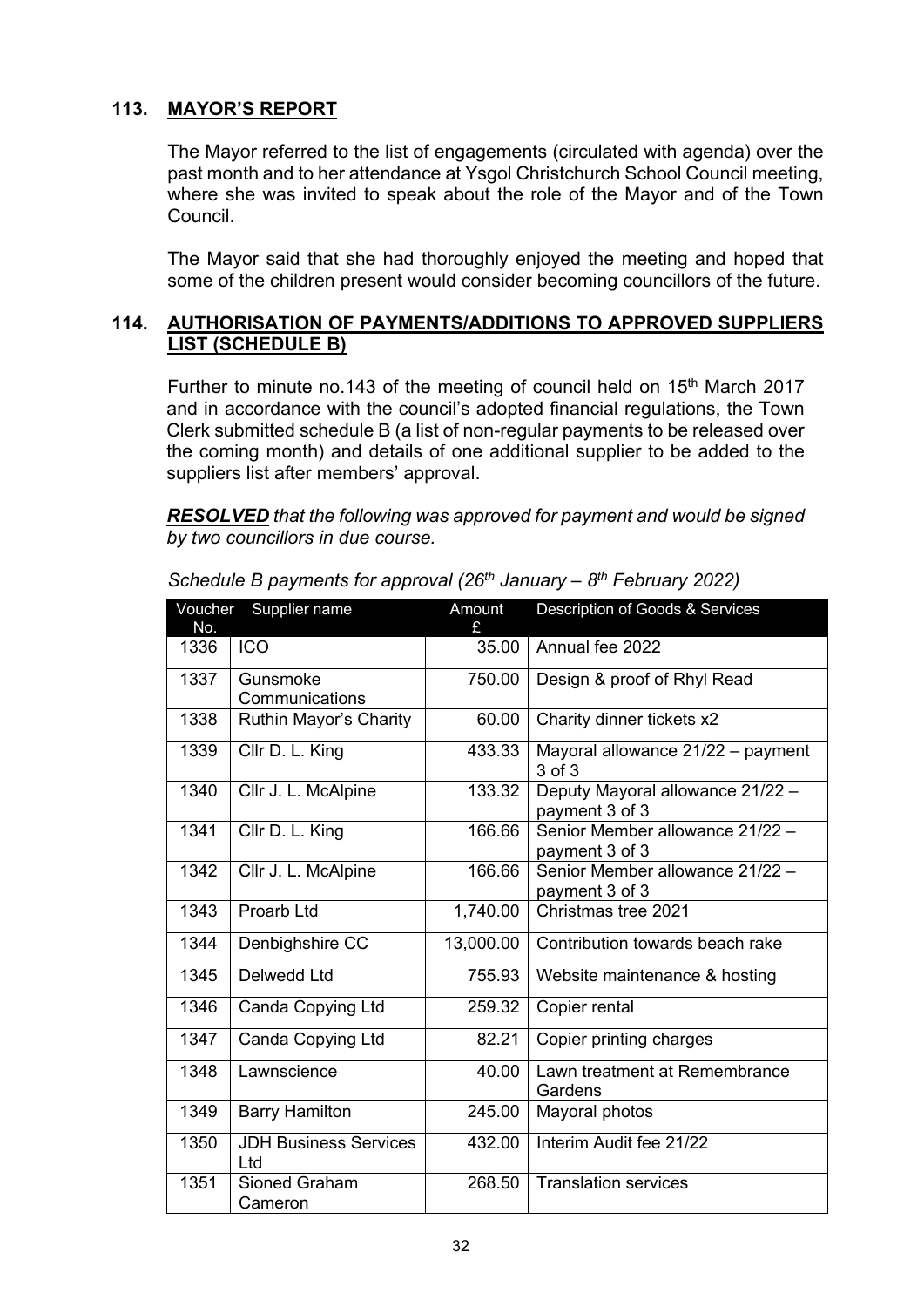## 113. MAYOR'S REPORT

The Mayor referred to the list of engagements (circulated with agenda) over the past month and to her attendance at Ysgol Christchurch School Council meeting, where she was invited to speak about the role of the Mayor and of the Town Council.

The Mayor said that she had thoroughly enjoyed the meeting and hoped that some of the children present would consider becoming councillors of the future.

## 114. AUTHORISATION OF PAYMENTS/ADDITIONS TO APPROVED SUPPLIERS LIST (SCHEDULE B)

Further to minute no.143 of the meeting of council held on 15th March 2017 and in accordance with the council's adopted financial regulations, the Town Clerk submitted schedule B (a list of non-regular payments to be released over the coming month) and details of one additional supplier to be added to the suppliers list after members' approval.

***RESOLVED*** *that the following was approved for payment and would be signed by two councillors in due course.*

*Schedule B payments for approval (26th January – 8th February 2022)*

| Voucher No. | Supplier name | Amount £ | Description of Goods & Services |
|---|---|---|---|
| 1336 | ICO | 35.00 | Annual fee 2022 |
| 1337 | Gunsmoke Communications | 750.00 | Design & proof of Rhyl Read |
| 1338 | Ruthin Mayor's Charity | 60.00 | Charity dinner tickets x2 |
| 1339 | Cllr D. L. King | 433.33 | Mayoral allowance 21/22 – payment 3 of 3 |
| 1340 | Cllr J. L. McAlpine | 133.32 | Deputy Mayoral allowance 21/22 – payment 3 of 3 |
| 1341 | Cllr D. L. King | 166.66 | Senior Member allowance 21/22 – payment 3 of 3 |
| 1342 | Cllr J. L. McAlpine | 166.66 | Senior Member allowance 21/22 – payment 3 of 3 |
| 1343 | Proarb Ltd | 1,740.00 | Christmas tree 2021 |
| 1344 | Denbighshire CC | 13,000.00 | Contribution towards beach rake |
| 1345 | Delwedd Ltd | 755.93 | Website maintenance & hosting |
| 1346 | Canda Copying Ltd | 259.32 | Copier rental |
| 1347 | Canda Copying Ltd | 82.21 | Copier printing charges |
| 1348 | Lawnscience | 40.00 | Lawn treatment at Remembrance Gardens |
| 1349 | Barry Hamilton | 245.00 | Mayoral photos |
| 1350 | JDH Business Services Ltd | 432.00 | Interim Audit fee 21/22 |
| 1351 | Sioned Graham Cameron | 268.50 | Translation services |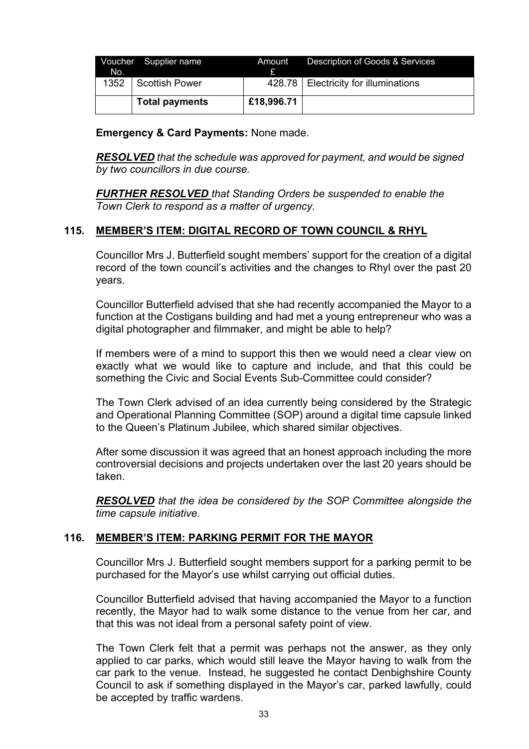| Voucher No. | Supplier name | Amount £ | Description of Goods & Services |
|---|---|---|---|
| 1352 | Scottish Power | 428.78 | Electricity for illuminations |
| | **Total payments** | **£18,996.71** | |

**Emergency & Card Payments:** None made.

***RESOLVED*** *that the schedule was approved for payment, and would be signed by two councillors in due course.*

***FURTHER RESOLVED*** *that Standing Orders be suspended to enable the Town Clerk to respond as a matter of urgency.*

## 115. MEMBER'S ITEM: DIGITAL RECORD OF TOWN COUNCIL & RHYL

Councillor Mrs J. Butterfield sought members' support for the creation of a digital record of the town council's activities and the changes to Rhyl over the past 20 years.

Councillor Butterfield advised that she had recently accompanied the Mayor to a function at the Costigans building and had met a young entrepreneur who was a digital photographer and filmmaker, and might be able to help?

If members were of a mind to support this then we would need a clear view on exactly what we would like to capture and include, and that this could be something the Civic and Social Events Sub-Committee could consider?

The Town Clerk advised of an idea currently being considered by the Strategic and Operational Planning Committee (SOP) around a digital time capsule linked to the Queen's Platinum Jubilee, which shared similar objectives.

After some discussion it was agreed that an honest approach including the more controversial decisions and projects undertaken over the last 20 years should be taken.

***RESOLVED*** *that the idea be considered by the SOP Committee alongside the time capsule initiative.*

## 116. MEMBER'S ITEM: PARKING PERMIT FOR THE MAYOR

Councillor Mrs J. Butterfield sought members support for a parking permit to be purchased for the Mayor's use whilst carrying out official duties.

Councillor Butterfield advised that having accompanied the Mayor to a function recently, the Mayor had to walk some distance to the venue from her car, and that this was not ideal from a personal safety point of view.

The Town Clerk felt that a permit was perhaps not the answer, as they only applied to car parks, which would still leave the Mayor having to walk from the car park to the venue. Instead, he suggested he contact Denbighshire County Council to ask if something displayed in the Mayor's car, parked lawfully, could be accepted by traffic wardens.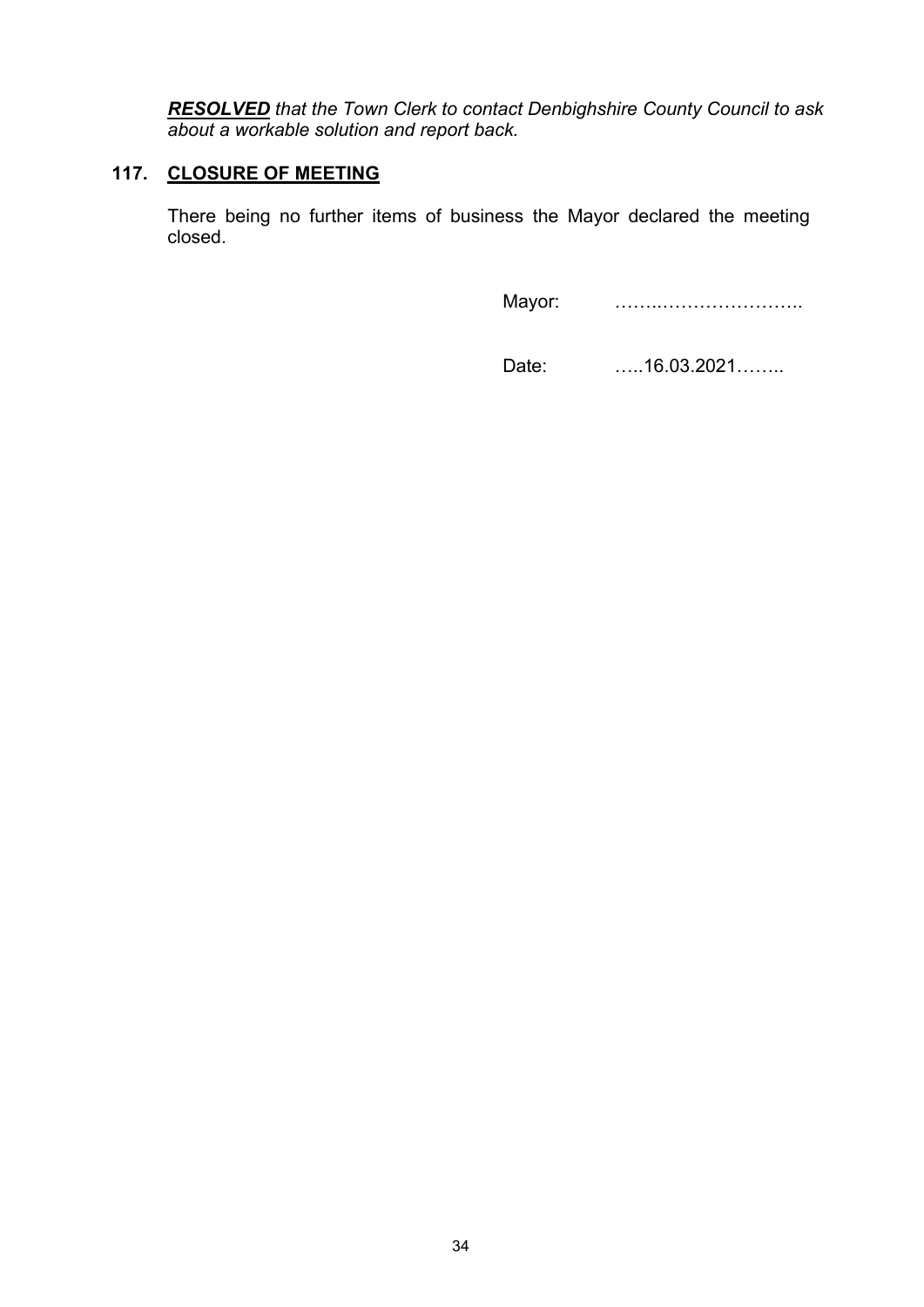***RESOLVED*** *that the Town Clerk to contact Denbighshire County Council to ask about a workable solution and report back.*

## 117. CLOSURE OF MEETING

There being no further items of business the Mayor declared the meeting closed.

Mayor: ……..…………………..

Date: …..16.03.2021……..